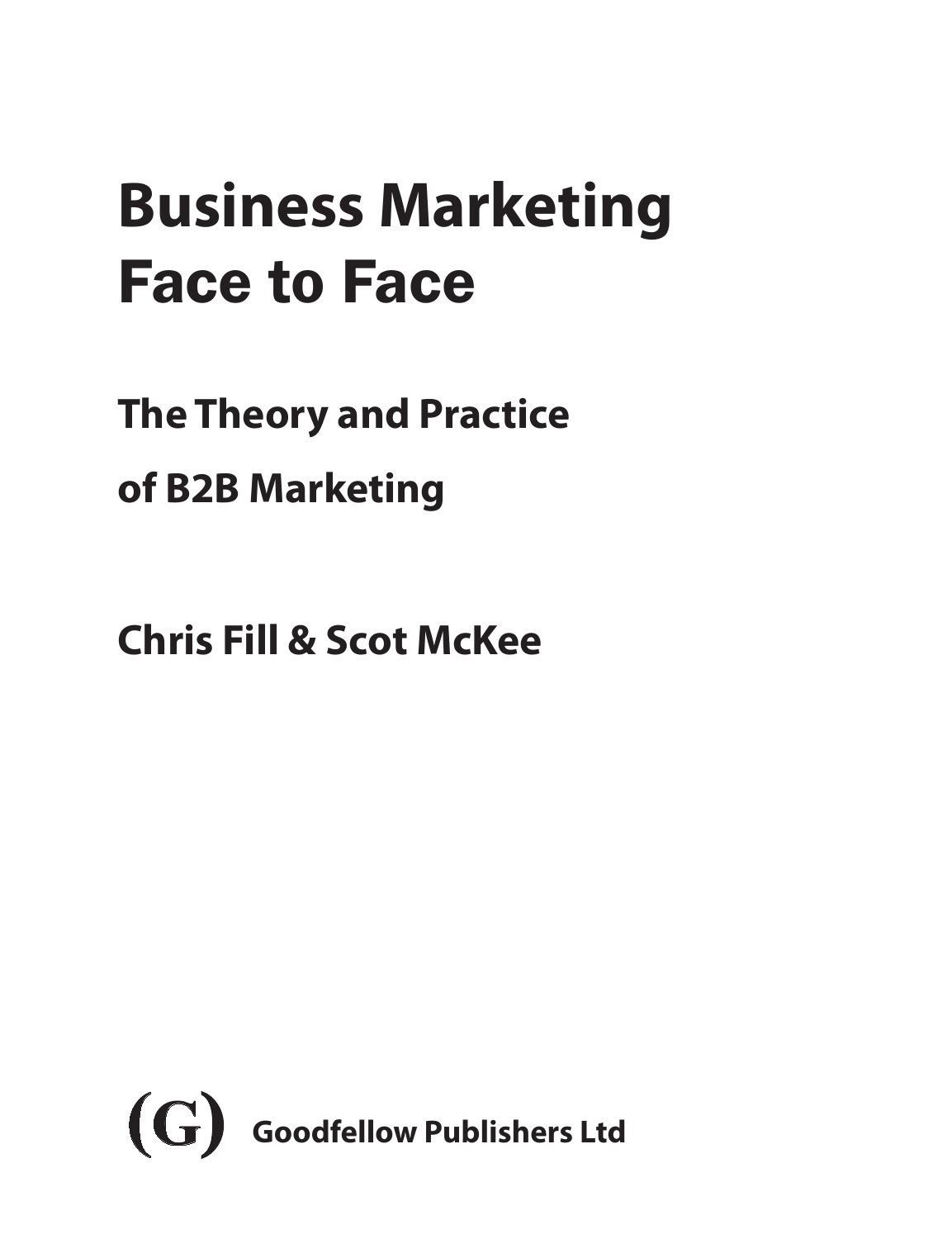# Business Marketing Face to Face

## The Theory and Practice of B2B Marketing

**Chris Fill & Scot McKee**

(G) **Goodfellow Publishers Ltd**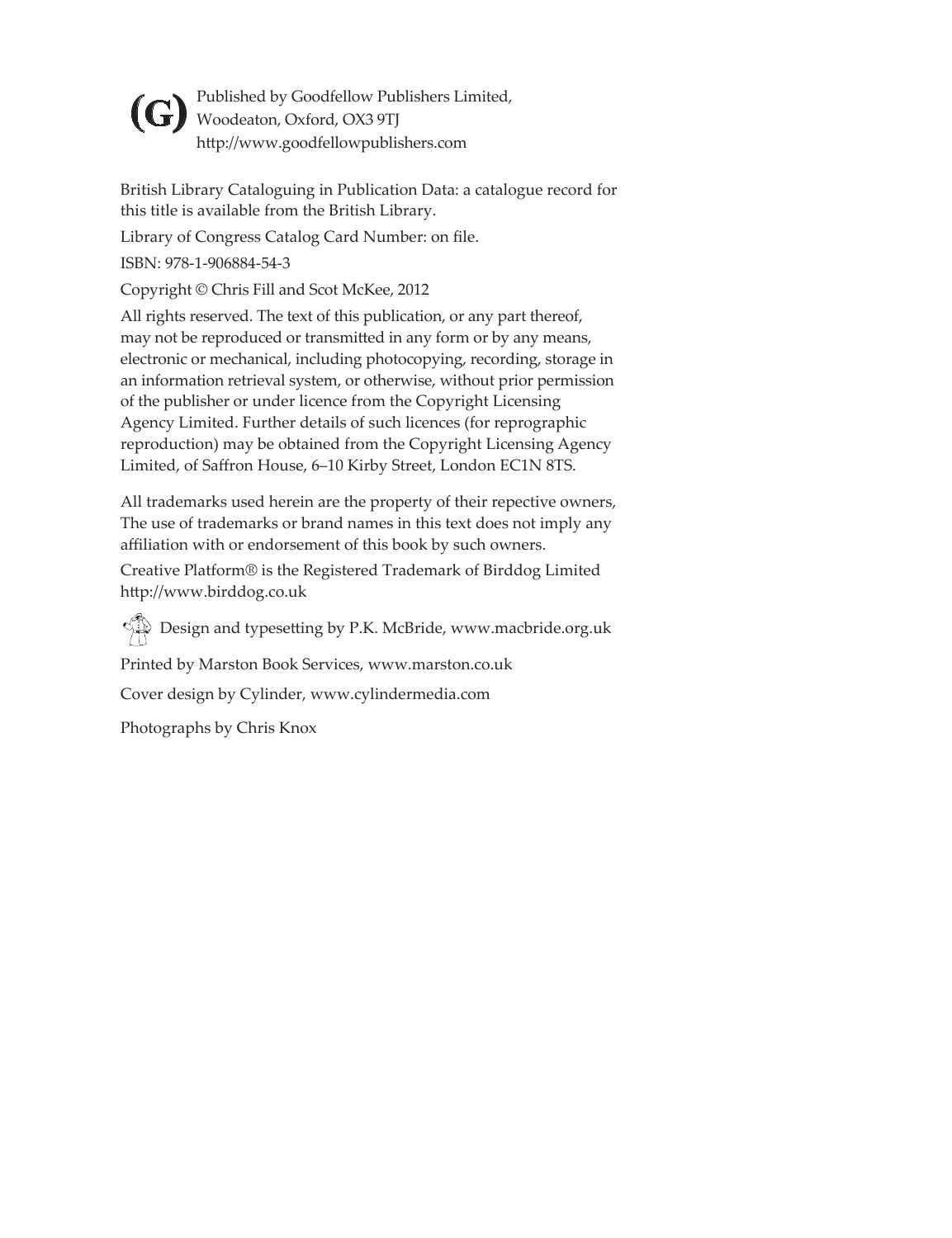(G) Published by Goodfellow Publishers Limited,
Woodeaton, Oxford, OX3 9TJ
http://www.goodfellowpublishers.com

British Library Cataloguing in Publication Data: a catalogue record for this title is available from the British Library.

Library of Congress Catalog Card Number: on file.

ISBN: 978-1-906884-54-3

Copyright © Chris Fill and Scot McKee, 2012

All rights reserved. The text of this publication, or any part thereof, may not be reproduced or transmitted in any form or by any means, electronic or mechanical, including photocopying, recording, storage in an information retrieval system, or otherwise, without prior permission of the publisher or under licence from the Copyright Licensing Agency Limited. Further details of such licences (for reprographic reproduction) may be obtained from the Copyright Licensing Agency Limited, of Saffron House, 6–10 Kirby Street, London EC1N 8TS.

All trademarks used herein are the property of their repective owners, The use of trademarks or brand names in this text does not imply any affiliation with or endorsement of this book by such owners.

Creative Platform® is the Registered Trademark of Birddog Limited http://www.birddog.co.uk

Design and typesetting by P.K. McBride, www.macbride.org.uk

Printed by Marston Book Services, www.marston.co.uk

Cover design by Cylinder, www.cylindermedia.com

Photographs by Chris Knox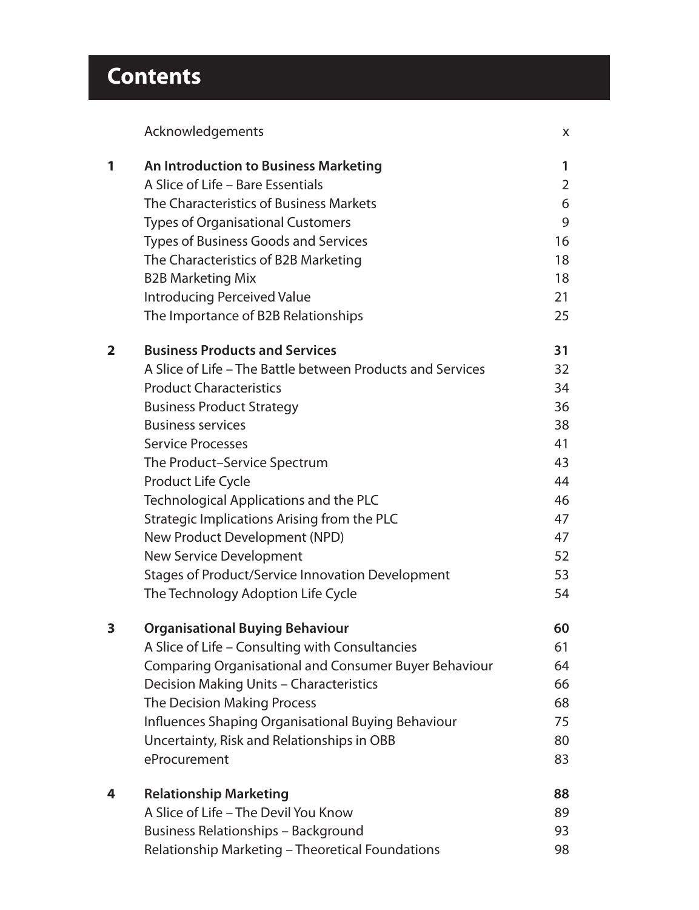# Contents

| | | |
|---|---|---|
| | Acknowledgements | x |
| **1** | **An Introduction to Business Marketing** | **1** |
| | A Slice of Life – Bare Essentials | 2 |
| | The Characteristics of Business Markets | 6 |
| | Types of Organisational Customers | 9 |
| | Types of Business Goods and Services | 16 |
| | The Characteristics of B2B Marketing | 18 |
| | B2B Marketing Mix | 18 |
| | Introducing Perceived Value | 21 |
| | The Importance of B2B Relationships | 25 |
| **2** | **Business Products and Services** | **31** |
| | A Slice of Life – The Battle between Products and Services | 32 |
| | Product Characteristics | 34 |
| | Business Product Strategy | 36 |
| | Business services | 38 |
| | Service Processes | 41 |
| | The Product–Service Spectrum | 43 |
| | Product Life Cycle | 44 |
| | Technological Applications and the PLC | 46 |
| | Strategic Implications Arising from the PLC | 47 |
| | New Product Development (NPD) | 47 |
| | New Service Development | 52 |
| | Stages of Product/Service Innovation Development | 53 |
| | The Technology Adoption Life Cycle | 54 |
| **3** | **Organisational Buying Behaviour** | **60** |
| | A Slice of Life – Consulting with Consultancies | 61 |
| | Comparing Organisational and Consumer Buyer Behaviour | 64 |
| | Decision Making Units – Characteristics | 66 |
| | The Decision Making Process | 68 |
| | Influences Shaping Organisational Buying Behaviour | 75 |
| | Uncertainty, Risk and Relationships in OBB | 80 |
| | eProcurement | 83 |
| **4** | **Relationship Marketing** | **88** |
| | A Slice of Life – The Devil You Know | 89 |
| | Business Relationships – Background | 93 |
| | Relationship Marketing – Theoretical Foundations | 98 |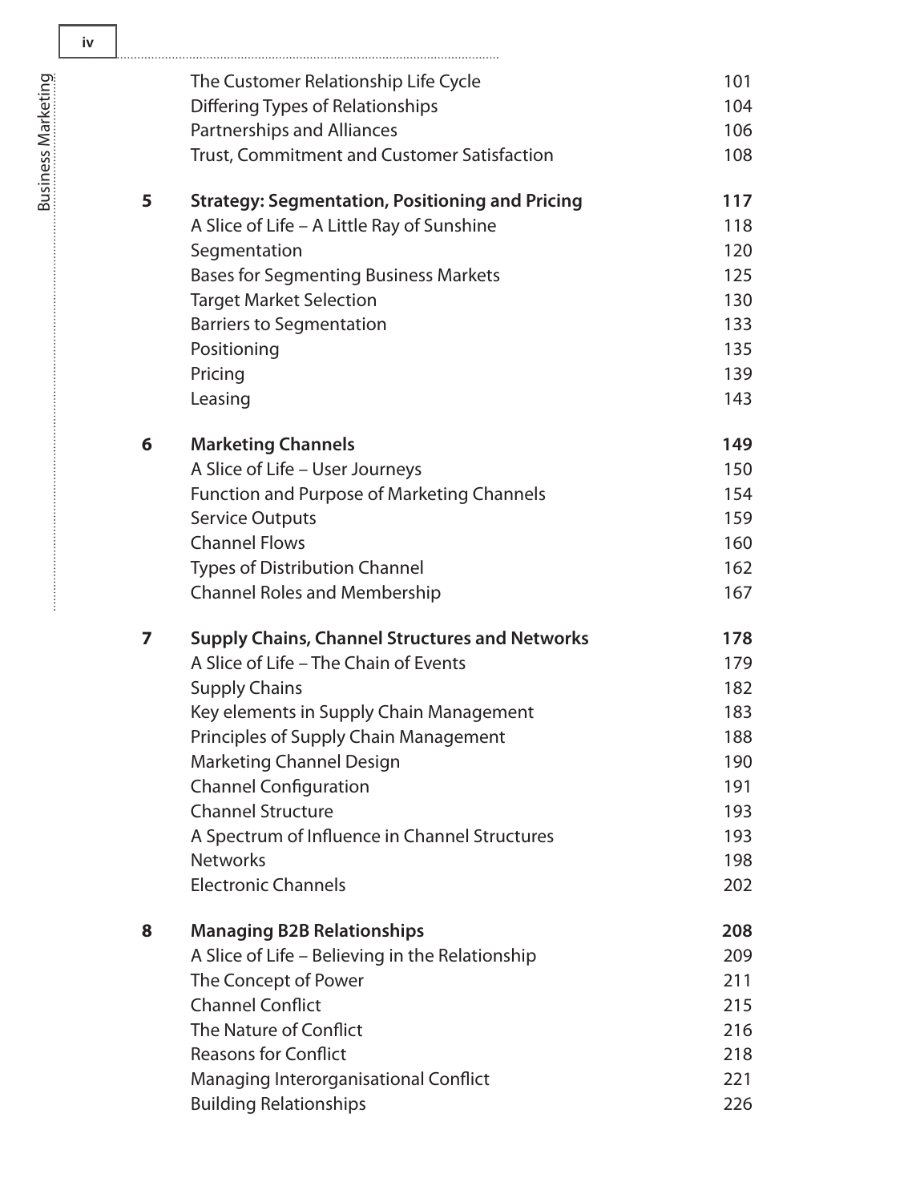| | | |
|---|---|---|
| | The Customer Relationship Life Cycle | 101 |
| | Differing Types of Relationships | 104 |
| | Partnerships and Alliances | 106 |
| | Trust, Commitment and Customer Satisfaction | 108 |
| **5** | **Strategy: Segmentation, Positioning and Pricing** | **117** |
| | A Slice of Life – A Little Ray of Sunshine | 118 |
| | Segmentation | 120 |
| | Bases for Segmenting Business Markets | 125 |
| | Target Market Selection | 130 |
| | Barriers to Segmentation | 133 |
| | Positioning | 135 |
| | Pricing | 139 |
| | Leasing | 143 |
| **6** | **Marketing Channels** | **149** |
| | A Slice of Life – User Journeys | 150 |
| | Function and Purpose of Marketing Channels | 154 |
| | Service Outputs | 159 |
| | Channel Flows | 160 |
| | Types of Distribution Channel | 162 |
| | Channel Roles and Membership | 167 |
| **7** | **Supply Chains, Channel Structures and Networks** | **178** |
| | A Slice of Life – The Chain of Events | 179 |
| | Supply Chains | 182 |
| | Key elements in Supply Chain Management | 183 |
| | Principles of Supply Chain Management | 188 |
| | Marketing Channel Design | 190 |
| | Channel Configuration | 191 |
| | Channel Structure | 193 |
| | A Spectrum of Influence in Channel Structures | 193 |
| | Networks | 198 |
| | Electronic Channels | 202 |
| **8** | **Managing B2B Relationships** | **208** |
| | A Slice of Life – Believing in the Relationship | 209 |
| | The Concept of Power | 211 |
| | Channel Conflict | 215 |
| | The Nature of Conflict | 216 |
| | Reasons for Conflict | 218 |
| | Managing Interorganisational Conflict | 221 |
| | Building Relationships | 226 |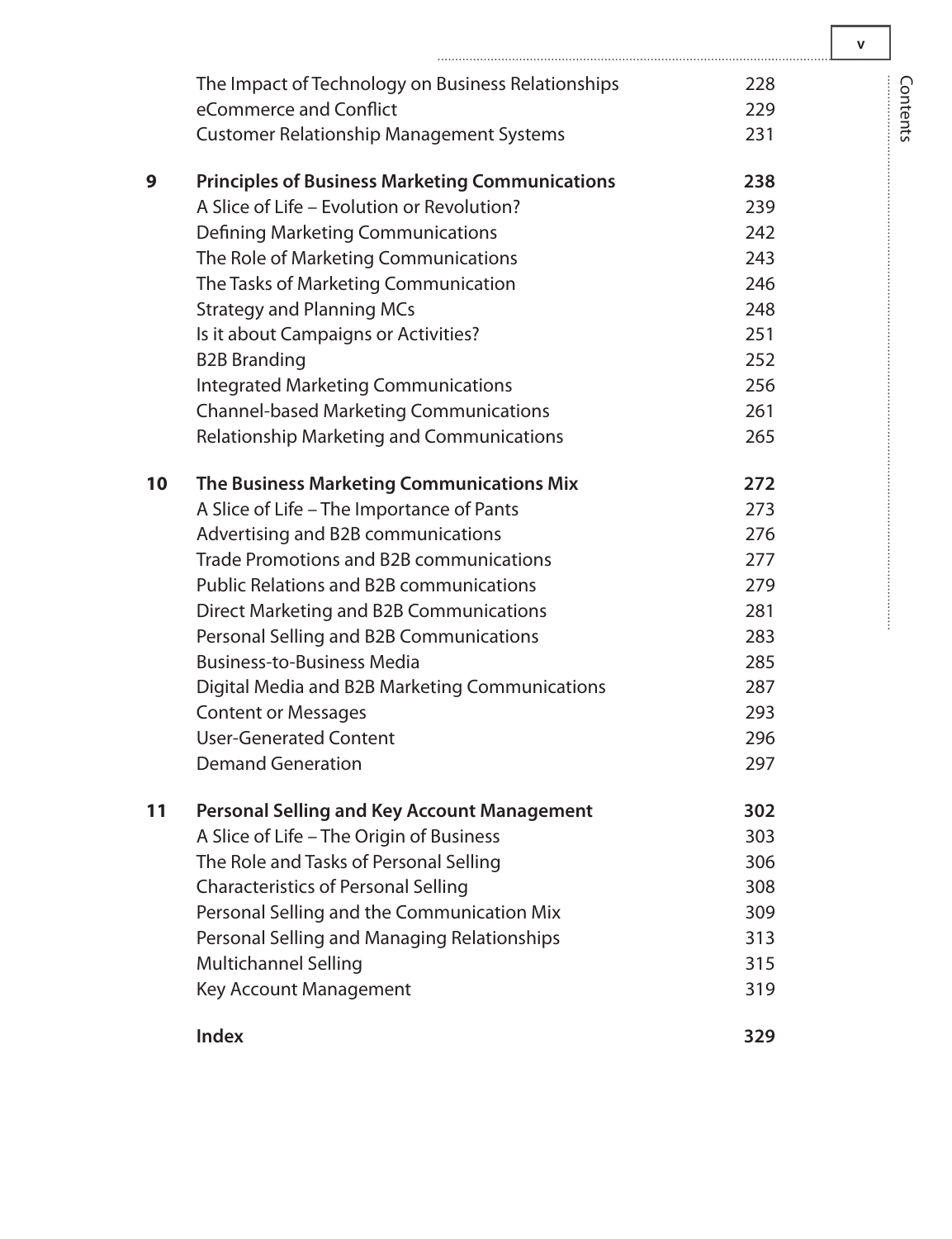| | | |
|---|---|---|
| | The Impact of Technology on Business Relationships | 228 |
| | eCommerce and Conflict | 229 |
| | Customer Relationship Management Systems | 231 |
| **9** | **Principles of Business Marketing Communications** | **238** |
| | A Slice of Life – Evolution or Revolution? | 239 |
| | Defining Marketing Communications | 242 |
| | The Role of Marketing Communications | 243 |
| | The Tasks of Marketing Communication | 246 |
| | Strategy and Planning MCs | 248 |
| | Is it about Campaigns or Activities? | 251 |
| | B2B Branding | 252 |
| | Integrated Marketing Communications | 256 |
| | Channel-based Marketing Communications | 261 |
| | Relationship Marketing and Communications | 265 |
| **10** | **The Business Marketing Communications Mix** | **272** |
| | A Slice of Life – The Importance of Pants | 273 |
| | Advertising and B2B communications | 276 |
| | Trade Promotions and B2B communications | 277 |
| | Public Relations and B2B communications | 279 |
| | Direct Marketing and B2B Communications | 281 |
| | Personal Selling and B2B Communications | 283 |
| | Business-to-Business Media | 285 |
| | Digital Media and B2B Marketing Communications | 287 |
| | Content or Messages | 293 |
| | User-Generated Content | 296 |
| | Demand Generation | 297 |
| **11** | **Personal Selling and Key Account Management** | **302** |
| | A Slice of Life – The Origin of Business | 303 |
| | The Role and Tasks of Personal Selling | 306 |
| | Characteristics of Personal Selling | 308 |
| | Personal Selling and the Communication Mix | 309 |
| | Personal Selling and Managing Relationships | 313 |
| | Multichannel Selling | 315 |
| | Key Account Management | 319 |
| | **Index** | **329** |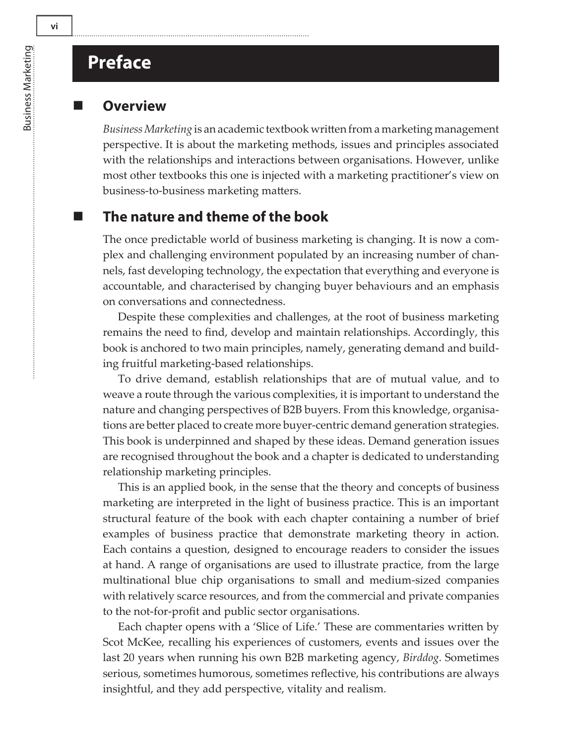# Preface

## Overview

*Business Marketing* is an academic textbook written from a marketing management perspective. It is about the marketing methods, issues and principles associated with the relationships and interactions between organisations. However, unlike most other textbooks this one is injected with a marketing practitioner's view on business-to-business marketing matters.

## The nature and theme of the book

The once predictable world of business marketing is changing. It is now a complex and challenging environment populated by an increasing number of channels, fast developing technology, the expectation that everything and everyone is accountable, and characterised by changing buyer behaviours and an emphasis on conversations and connectedness.

Despite these complexities and challenges, at the root of business marketing remains the need to find, develop and maintain relationships. Accordingly, this book is anchored to two main principles, namely, generating demand and building fruitful marketing-based relationships.

To drive demand, establish relationships that are of mutual value, and to weave a route through the various complexities, it is important to understand the nature and changing perspectives of B2B buyers. From this knowledge, organisations are better placed to create more buyer-centric demand generation strategies. This book is underpinned and shaped by these ideas. Demand generation issues are recognised throughout the book and a chapter is dedicated to understanding relationship marketing principles.

This is an applied book, in the sense that the theory and concepts of business marketing are interpreted in the light of business practice. This is an important structural feature of the book with each chapter containing a number of brief examples of business practice that demonstrate marketing theory in action. Each contains a question, designed to encourage readers to consider the issues at hand. A range of organisations are used to illustrate practice, from the large multinational blue chip organisations to small and medium-sized companies with relatively scarce resources, and from the commercial and private companies to the not-for-profit and public sector organisations.

Each chapter opens with a 'Slice of Life.' These are commentaries written by Scot McKee, recalling his experiences of customers, events and issues over the last 20 years when running his own B2B marketing agency, *Birddog*. Sometimes serious, sometimes humorous, sometimes reflective, his contributions are always insightful, and they add perspective, vitality and realism.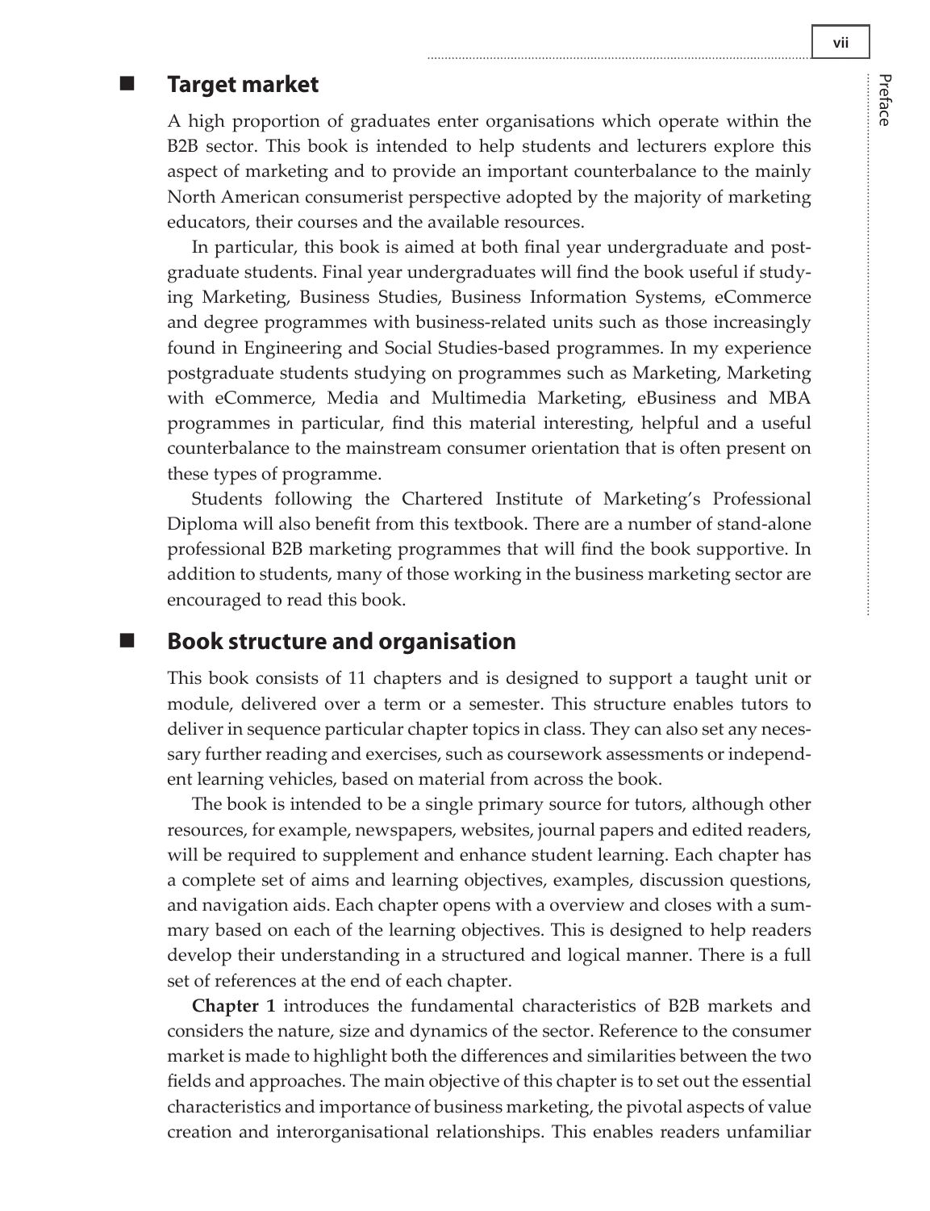## Target market

A high proportion of graduates enter organisations which operate within the B2B sector. This book is intended to help students and lecturers explore this aspect of marketing and to provide an important counterbalance to the mainly North American consumerist perspective adopted by the majority of marketing educators, their courses and the available resources.

In particular, this book is aimed at both final year undergraduate and postgraduate students. Final year undergraduates will find the book useful if studying Marketing, Business Studies, Business Information Systems, eCommerce and degree programmes with business-related units such as those increasingly found in Engineering and Social Studies-based programmes. In my experience postgraduate students studying on programmes such as Marketing, Marketing with eCommerce, Media and Multimedia Marketing, eBusiness and MBA programmes in particular, find this material interesting, helpful and a useful counterbalance to the mainstream consumer orientation that is often present on these types of programme.

Students following the Chartered Institute of Marketing's Professional Diploma will also benefit from this textbook. There are a number of stand-alone professional B2B marketing programmes that will find the book supportive. In addition to students, many of those working in the business marketing sector are encouraged to read this book.

## Book structure and organisation

This book consists of 11 chapters and is designed to support a taught unit or module, delivered over a term or a semester. This structure enables tutors to deliver in sequence particular chapter topics in class. They can also set any necessary further reading and exercises, such as coursework assessments or independent learning vehicles, based on material from across the book.

The book is intended to be a single primary source for tutors, although other resources, for example, newspapers, websites, journal papers and edited readers, will be required to supplement and enhance student learning. Each chapter has a complete set of aims and learning objectives, examples, discussion questions, and navigation aids. Each chapter opens with a overview and closes with a summary based on each of the learning objectives. This is designed to help readers develop their understanding in a structured and logical manner. There is a full set of references at the end of each chapter.

**Chapter 1** introduces the fundamental characteristics of B2B markets and considers the nature, size and dynamics of the sector. Reference to the consumer market is made to highlight both the differences and similarities between the two fields and approaches. The main objective of this chapter is to set out the essential characteristics and importance of business marketing, the pivotal aspects of value creation and interorganisational relationships. This enables readers unfamiliar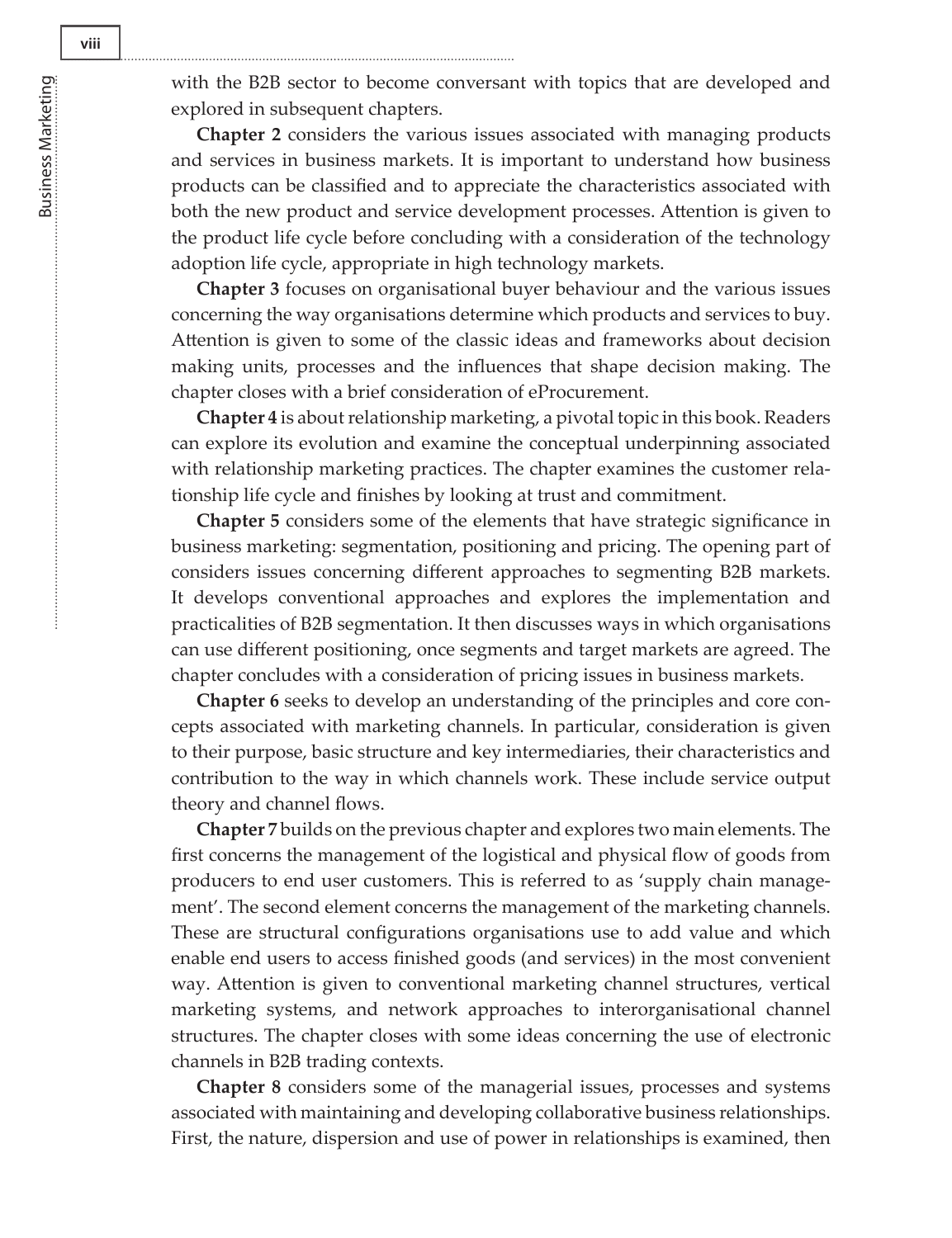with the B2B sector to become conversant with topics that are developed and explored in subsequent chapters.

**Chapter 2** considers the various issues associated with managing products and services in business markets. It is important to understand how business products can be classified and to appreciate the characteristics associated with both the new product and service development processes. Attention is given to the product life cycle before concluding with a consideration of the technology adoption life cycle, appropriate in high technology markets.

**Chapter 3** focuses on organisational buyer behaviour and the various issues concerning the way organisations determine which products and services to buy. Attention is given to some of the classic ideas and frameworks about decision making units, processes and the influences that shape decision making. The chapter closes with a brief consideration of eProcurement.

**Chapter 4** is about relationship marketing, a pivotal topic in this book. Readers can explore its evolution and examine the conceptual underpinning associated with relationship marketing practices. The chapter examines the customer relationship life cycle and finishes by looking at trust and commitment.

**Chapter 5** considers some of the elements that have strategic significance in business marketing: segmentation, positioning and pricing. The opening part of considers issues concerning different approaches to segmenting B2B markets. It develops conventional approaches and explores the implementation and practicalities of B2B segmentation. It then discusses ways in which organisations can use different positioning, once segments and target markets are agreed. The chapter concludes with a consideration of pricing issues in business markets.

**Chapter 6** seeks to develop an understanding of the principles and core concepts associated with marketing channels. In particular, consideration is given to their purpose, basic structure and key intermediaries, their characteristics and contribution to the way in which channels work. These include service output theory and channel flows.

**Chapter 7** builds on the previous chapter and explores two main elements. The first concerns the management of the logistical and physical flow of goods from producers to end user customers. This is referred to as 'supply chain management'. The second element concerns the management of the marketing channels. These are structural configurations organisations use to add value and which enable end users to access finished goods (and services) in the most convenient way. Attention is given to conventional marketing channel structures, vertical marketing systems, and network approaches to interorganisational channel structures. The chapter closes with some ideas concerning the use of electronic channels in B2B trading contexts.

**Chapter 8** considers some of the managerial issues, processes and systems associated with maintaining and developing collaborative business relationships. First, the nature, dispersion and use of power in relationships is examined, then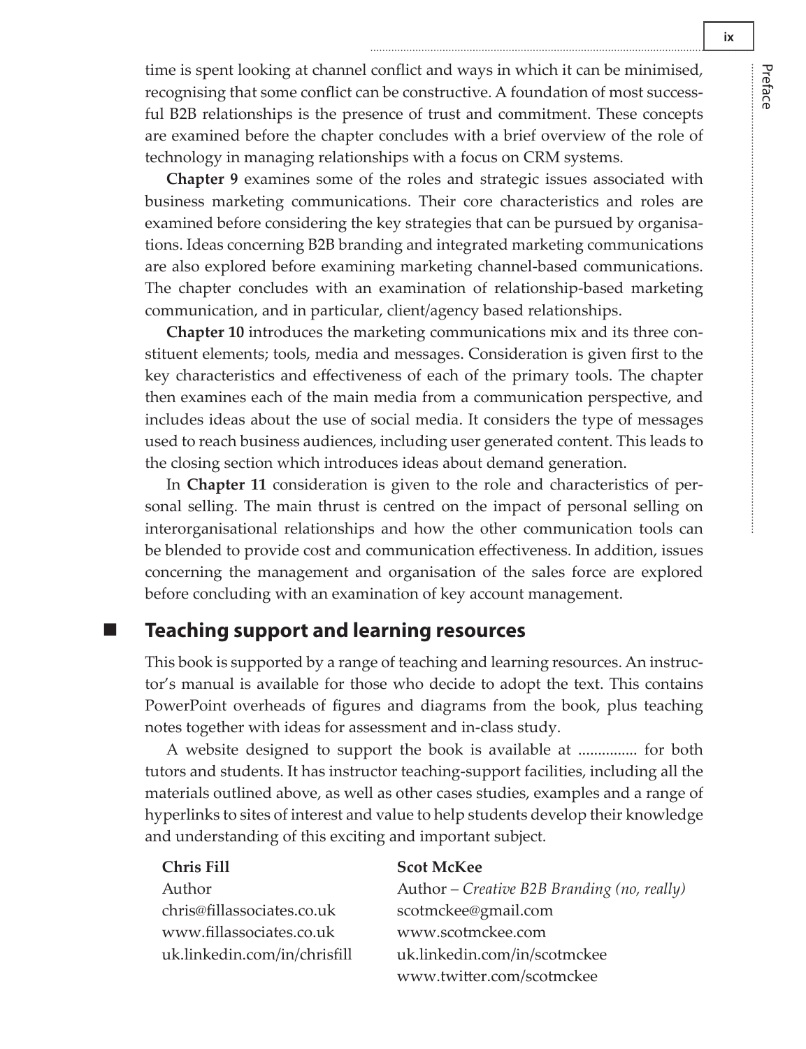time is spent looking at channel conflict and ways in which it can be minimised, recognising that some conflict can be constructive. A foundation of most successful B2B relationships is the presence of trust and commitment. These concepts are examined before the chapter concludes with a brief overview of the role of technology in managing relationships with a focus on CRM systems.

**Chapter 9** examines some of the roles and strategic issues associated with business marketing communications. Their core characteristics and roles are examined before considering the key strategies that can be pursued by organisations. Ideas concerning B2B branding and integrated marketing communications are also explored before examining marketing channel-based communications. The chapter concludes with an examination of relationship-based marketing communication, and in particular, client/agency based relationships.

**Chapter 10** introduces the marketing communications mix and its three constituent elements; tools, media and messages. Consideration is given first to the key characteristics and effectiveness of each of the primary tools. The chapter then examines each of the main media from a communication perspective, and includes ideas about the use of social media. It considers the type of messages used to reach business audiences, including user generated content. This leads to the closing section which introduces ideas about demand generation.

In **Chapter 11** consideration is given to the role and characteristics of personal selling. The main thrust is centred on the impact of personal selling on interorganisational relationships and how the other communication tools can be blended to provide cost and communication effectiveness. In addition, issues concerning the management and organisation of the sales force are explored before concluding with an examination of key account management.

## Teaching support and learning resources

This book is supported by a range of teaching and learning resources. An instructor's manual is available for those who decide to adopt the text. This contains PowerPoint overheads of figures and diagrams from the book, plus teaching notes together with ideas for assessment and in-class study.

A website designed to support the book is available at ............... for both tutors and students. It has instructor teaching-support facilities, including all the materials outlined above, as well as other cases studies, examples and a range of hyperlinks to sites of interest and value to help students develop their knowledge and understanding of this exciting and important subject.

**Chris Fill**
Author
chris@fillassociates.co.uk
www.fillassociates.co.uk
uk.linkedin.com/in/chrisfill

**Scot McKee**
Author – *Creative B2B Branding (no, really)*
scotmckee@gmail.com
www.scotmckee.com
uk.linkedin.com/in/scotmckee
www.twitter.com/scotmckee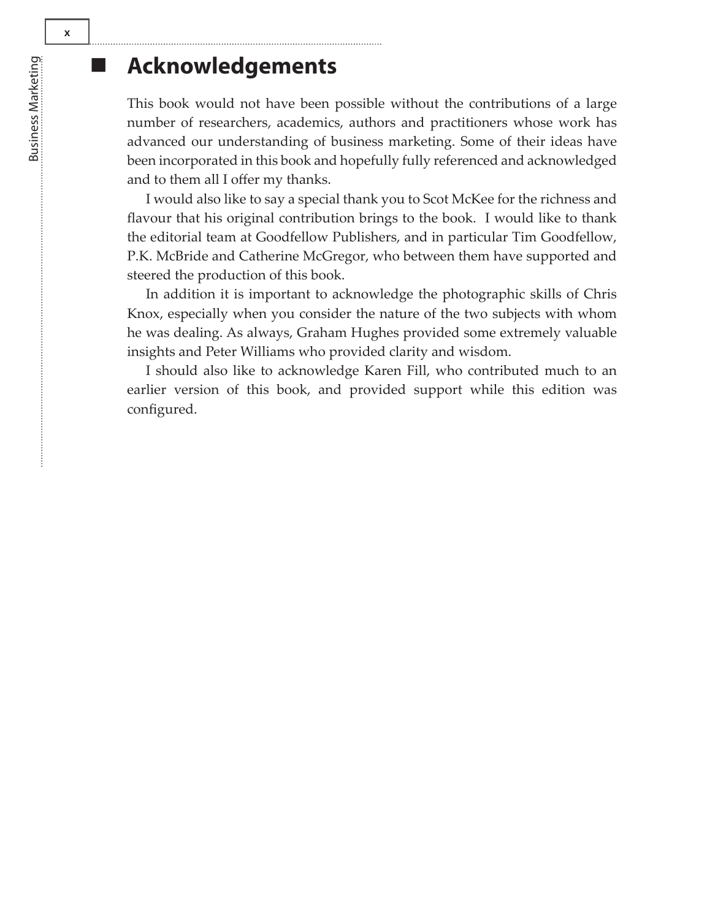# Acknowledgements

This book would not have been possible without the contributions of a large number of researchers, academics, authors and practitioners whose work has advanced our understanding of business marketing. Some of their ideas have been incorporated in this book and hopefully fully referenced and acknowledged and to them all I offer my thanks.

I would also like to say a special thank you to Scot McKee for the richness and flavour that his original contribution brings to the book. I would like to thank the editorial team at Goodfellow Publishers, and in particular Tim Goodfellow, P.K. McBride and Catherine McGregor, who between them have supported and steered the production of this book.

In addition it is important to acknowledge the photographic skills of Chris Knox, especially when you consider the nature of the two subjects with whom he was dealing. As always, Graham Hughes provided some extremely valuable insights and Peter Williams who provided clarity and wisdom.

I should also like to acknowledge Karen Fill, who contributed much to an earlier version of this book, and provided support while this edition was configured.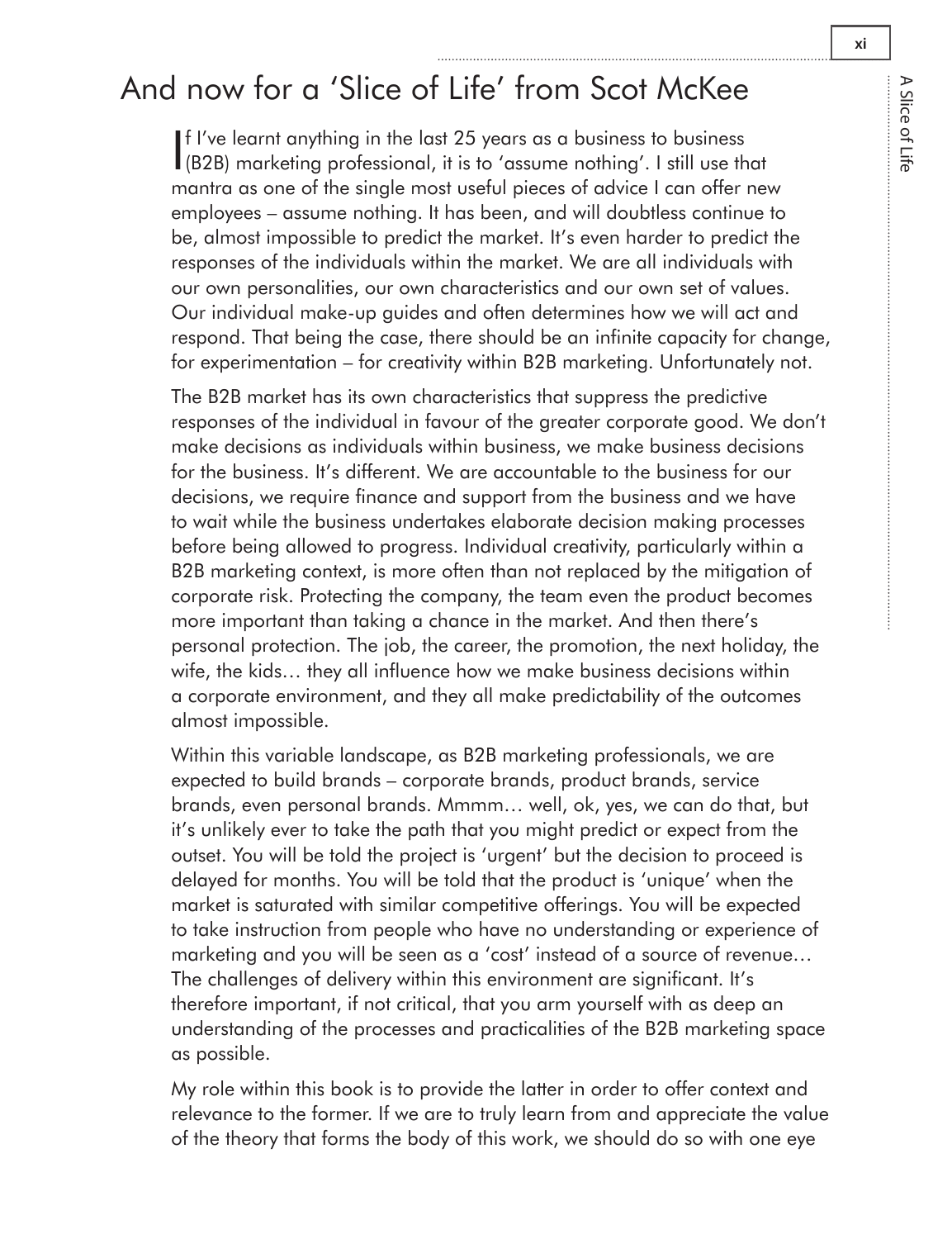# And now for a 'Slice of Life' from Scot McKee

If I've learnt anything in the last 25 years as a business to business (B2B) marketing professional, it is to 'assume nothing'. I still use that mantra as one of the single most useful pieces of advice I can offer new employees – assume nothing. It has been, and will doubtless continue to be, almost impossible to predict the market. It's even harder to predict the responses of the individuals within the market. We are all individuals with our own personalities, our own characteristics and our own set of values. Our individual make-up guides and often determines how we will act and respond. That being the case, there should be an infinite capacity for change, for experimentation – for creativity within B2B marketing. Unfortunately not.

The B2B market has its own characteristics that suppress the predictive responses of the individual in favour of the greater corporate good. We don't make decisions as individuals within business, we make business decisions for the business. It's different. We are accountable to the business for our decisions, we require finance and support from the business and we have to wait while the business undertakes elaborate decision making processes before being allowed to progress. Individual creativity, particularly within a B2B marketing context, is more often than not replaced by the mitigation of corporate risk. Protecting the company, the team even the product becomes more important than taking a chance in the market. And then there's personal protection. The job, the career, the promotion, the next holiday, the wife, the kids… they all influence how we make business decisions within a corporate environment, and they all make predictability of the outcomes almost impossible.

Within this variable landscape, as B2B marketing professionals, we are expected to build brands – corporate brands, product brands, service brands, even personal brands. Mmmm… well, ok, yes, we can do that, but it's unlikely ever to take the path that you might predict or expect from the outset. You will be told the project is 'urgent' but the decision to proceed is delayed for months. You will be told that the product is 'unique' when the market is saturated with similar competitive offerings. You will be expected to take instruction from people who have no understanding or experience of marketing and you will be seen as a 'cost' instead of a source of revenue… The challenges of delivery within this environment are significant. It's therefore important, if not critical, that you arm yourself with as deep an understanding of the processes and practicalities of the B2B marketing space as possible.

My role within this book is to provide the latter in order to offer context and relevance to the former. If we are to truly learn from and appreciate the value of the theory that forms the body of this work, we should do so with one eye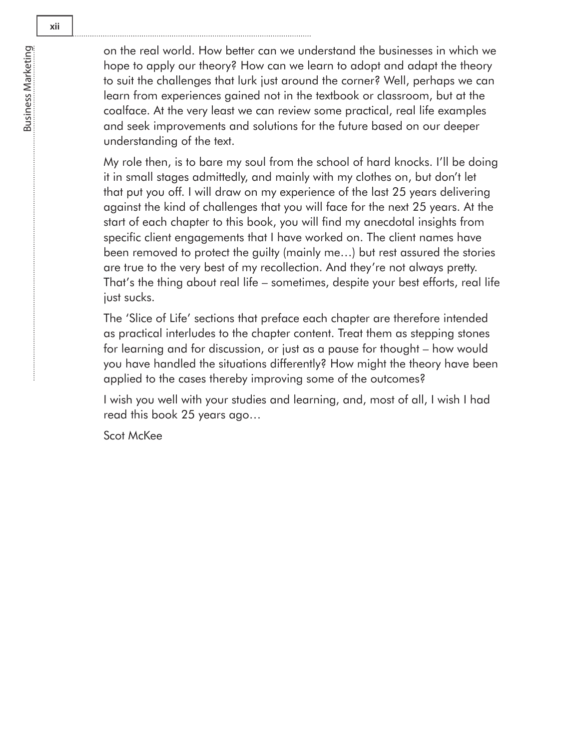on the real world. How better can we understand the businesses in which we hope to apply our theory? How can we learn to adopt and adapt the theory to suit the challenges that lurk just around the corner? Well, perhaps we can learn from experiences gained not in the textbook or classroom, but at the coalface. At the very least we can review some practical, real life examples and seek improvements and solutions for the future based on our deeper understanding of the text.

My role then, is to bare my soul from the school of hard knocks. I'll be doing it in small stages admittedly, and mainly with my clothes on, but don't let that put you off. I will draw on my experience of the last 25 years delivering against the kind of challenges that you will face for the next 25 years. At the start of each chapter to this book, you will find my anecdotal insights from specific client engagements that I have worked on. The client names have been removed to protect the guilty (mainly me…) but rest assured the stories are true to the very best of my recollection. And they're not always pretty. That's the thing about real life – sometimes, despite your best efforts, real life just sucks.

The 'Slice of Life' sections that preface each chapter are therefore intended as practical interludes to the chapter content. Treat them as stepping stones for learning and for discussion, or just as a pause for thought – how would you have handled the situations differently? How might the theory have been applied to the cases thereby improving some of the outcomes?

I wish you well with your studies and learning, and, most of all, I wish I had read this book 25 years ago…

Scot McKee